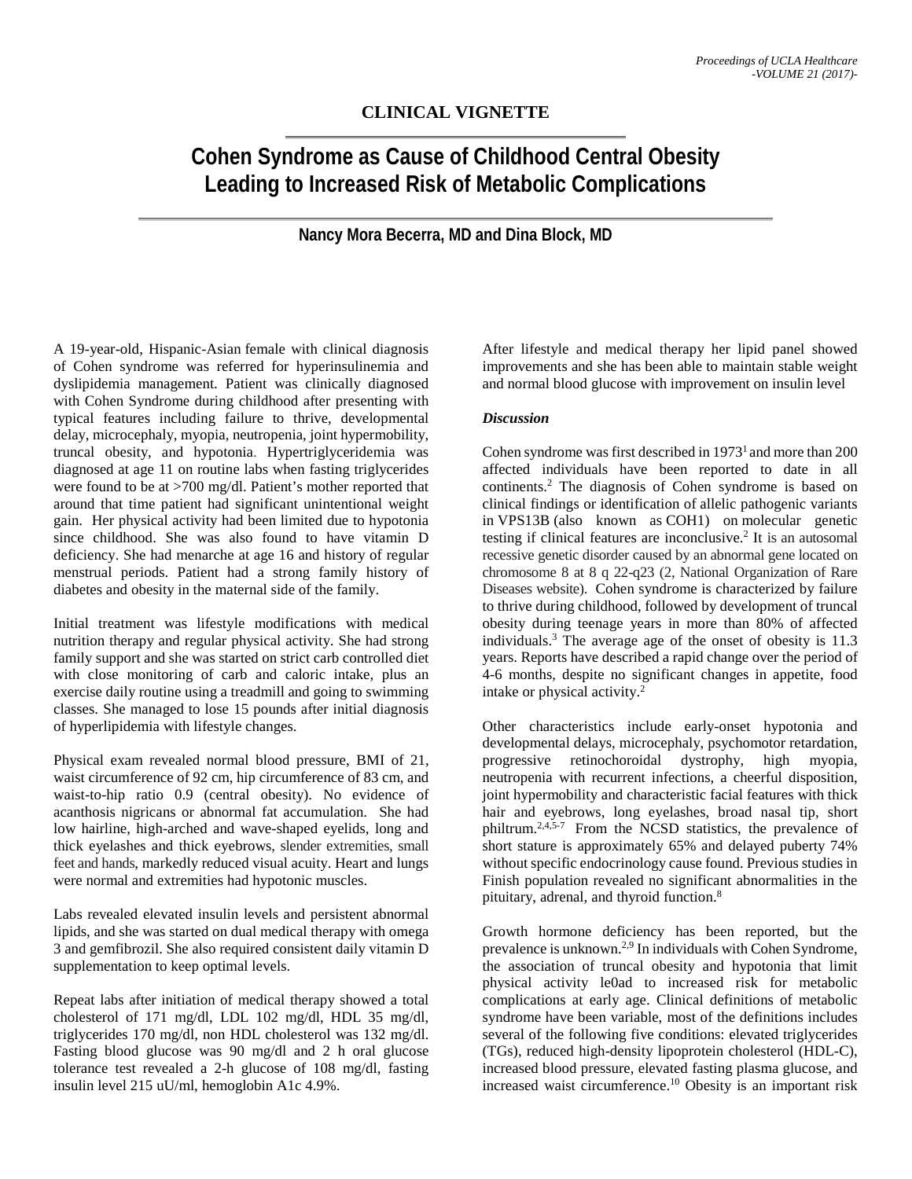## CLINICAL VIGNETTE

# Cohen Syndrome as Cause of Childhood Central Obesity Leading to Increased Risk of Metabolic Complications

**Nancy Mora Becerra, MD and Dina Block, MD**

A 19-year-old, Hispanic-Asian female with clinical diagnosis of Cohen syndrome was referred for hyperinsulinemia and dyslipidemia management. Patient was clinically diagnosed with Cohen Syndrome during childhood after presenting with typical features including failure to thrive, developmental delay, microcephaly, myopia, neutropenia, joint hypermobility, truncal obesity, and hypotonia. Hypertriglyceridemia was diagnosed at age 11 on routine labs when fasting triglycerides were found to be at >700 mg/dl. Patient's mother reported that around that time patient had significant unintentional weight gain. Her physical activity had been limited due to hypotonia since childhood. She was also found to have vitamin D deficiency. She had menarche at age 16 and history of regular menstrual periods. Patient had a strong family history of diabetes and obesity in the maternal side of the family.

Initial treatment was lifestyle modifications with medical nutrition therapy and regular physical activity. She had strong family support and she was started on strict carb controlled diet with close monitoring of carb and caloric intake, plus an exercise daily routine using a treadmill and going to swimming classes. She managed to lose 15 pounds after initial diagnosis of hyperlipidemia with lifestyle changes.

Physical exam revealed normal blood pressure, BMI of 21, waist circumference of 92 cm, hip circumference of 83 cm, and waist-to-hip ratio 0.9 (central obesity). No evidence of acanthosis nigricans or abnormal fat accumulation. She had low hairline, high-arched and wave-shaped eyelids, long and thick eyelashes and thick eyebrows, slender extremities, small feet and hands, markedly reduced visual acuity. Heart and lungs were normal and extremities had hypotonic muscles.

Labs revealed elevated insulin levels and persistent abnormal lipids, and she was started on dual medical therapy with omega 3 and gemfibrozil. She also required consistent daily vitamin D supplementation to keep optimal levels.

Repeat labs after initiation of medical therapy showed a total cholesterol of 171 mg/dl, LDL 102 mg/dl, HDL 35 mg/dl, triglycerides 170 mg/dl, non HDL cholesterol was 132 mg/dl. Fasting blood glucose was 90 mg/dl and 2 h oral glucose tolerance test revealed a 2-h glucose of 108 mg/dl, fasting insulin level 215 uU/ml, hemoglobin A1c 4.9%.

After lifestyle and medical therapy her lipid panel showed improvements and she has been able to maintain stable weight and normal blood glucose with improvement on insulin level

### *Discussion*

Cohen syndrome was first described in 1973[1] and more than 200 affected individuals have been reported to date in all continents.[2] The diagnosis of Cohen syndrome is based on clinical findings or identification of allelic pathogenic variants in VPS13B (also known as COH1) on molecular genetic testing if clinical features are inconclusive.[2] It is an autosomal recessive genetic disorder caused by an abnormal gene located on chromosome 8 at 8 q 22-q23 (2, National Organization of Rare Diseases website). Cohen syndrome is characterized by failure to thrive during childhood, followed by development of truncal obesity during teenage years in more than 80% of affected individuals.[3] The average age of the onset of obesity is 11.3 years. Reports have described a rapid change over the period of 4-6 months, despite no significant changes in appetite, food intake or physical activity.[2]

Other characteristics include early-onset hypotonia and developmental delays, microcephaly, psychomotor retardation, progressive retinochoroidal dystrophy, high myopia, neutropenia with recurrent infections, a cheerful disposition, joint hypermobility and characteristic facial features with thick hair and eyebrows, long eyelashes, broad nasal tip, short philtrum.[2,4,5-7] From the NCSD statistics, the prevalence of short stature is approximately 65% and delayed puberty 74% without specific endocrinology cause found. Previous studies in Finish population revealed no significant abnormalities in the pituitary, adrenal, and thyroid function.[8]

Growth hormone deficiency has been reported, but the prevalence is unknown.[2,9] In individuals with Cohen Syndrome, the association of truncal obesity and hypotonia that limit physical activity le0ad to increased risk for metabolic complications at early age. Clinical definitions of metabolic syndrome have been variable, most of the definitions includes several of the following five conditions: elevated triglycerides (TGs), reduced high-density lipoprotein cholesterol (HDL-C), increased blood pressure, elevated fasting plasma glucose, and increased waist circumference.[10] Obesity is an important risk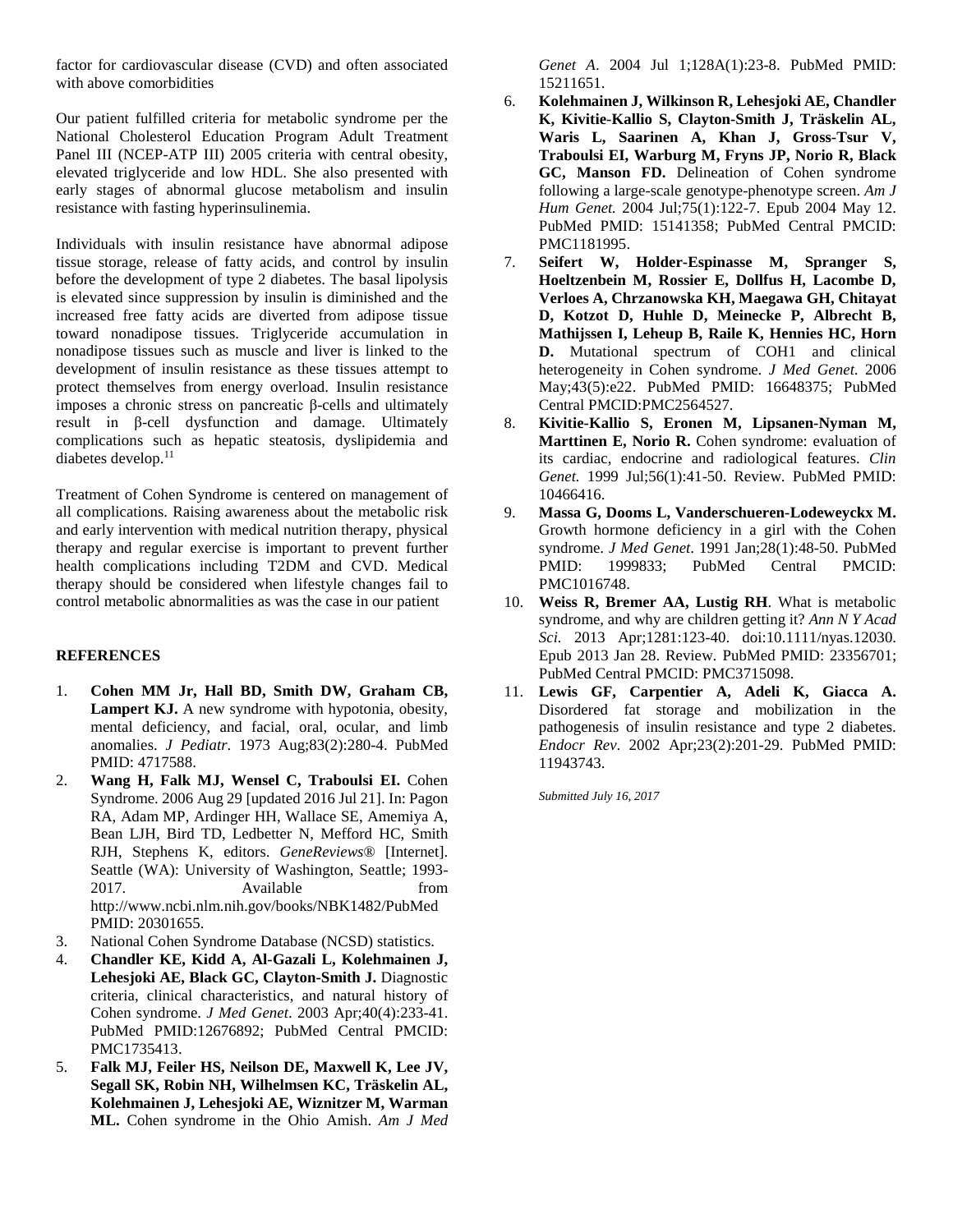factor for cardiovascular disease (CVD) and often associated with above comorbidities

Our patient fulfilled criteria for metabolic syndrome per the National Cholesterol Education Program Adult Treatment Panel III (NCEP-ATP III) 2005 criteria with central obesity, elevated triglyceride and low HDL. She also presented with early stages of abnormal glucose metabolism and insulin resistance with fasting hyperinsulinemia.

Individuals with insulin resistance have abnormal adipose tissue storage, release of fatty acids, and control by insulin before the development of type 2 diabetes. The basal lipolysis is elevated since suppression by insulin is diminished and the increased free fatty acids are diverted from adipose tissue toward nonadipose tissues. Triglyceride accumulation in nonadipose tissues such as muscle and liver is linked to the development of insulin resistance as these tissues attempt to protect themselves from energy overload. Insulin resistance imposes a chronic stress on pancreatic β-cells and ultimately result in β-cell dysfunction and damage. Ultimately complications such as hepatic steatosis, dyslipidemia and diabetes develop.[11]

Treatment of Cohen Syndrome is centered on management of all complications. Raising awareness about the metabolic risk and early intervention with medical nutrition therapy, physical therapy and regular exercise is important to prevent further health complications including T2DM and CVD. Medical therapy should be considered when lifestyle changes fail to control metabolic abnormalities as was the case in our patient

## REFERENCES

1. **Cohen MM Jr, Hall BD, Smith DW, Graham CB, Lampert KJ.** A new syndrome with hypotonia, obesity, mental deficiency, and facial, oral, ocular, and limb anomalies. *J Pediatr*. 1973 Aug;83(2):280-4. PubMed PMID: 4717588.
2. **Wang H, Falk MJ, Wensel C, Traboulsi EI.** Cohen Syndrome. 2006 Aug 29 [updated 2016 Jul 21]. In: Pagon RA, Adam MP, Ardinger HH, Wallace SE, Amemiya A, Bean LJH, Bird TD, Ledbetter N, Mefford HC, Smith RJH, Stephens K, editors. *GeneReviews®* [Internet]. Seattle (WA): University of Washington, Seattle; 1993-2017. Available from http://www.ncbi.nlm.nih.gov/books/NBK1482/PubMed PMID: 20301655.
3. National Cohen Syndrome Database (NCSD) statistics.
4. **Chandler KE, Kidd A, Al-Gazali L, Kolehmainen J, Lehesjoki AE, Black GC, Clayton-Smith J.** Diagnostic criteria, clinical characteristics, and natural history of Cohen syndrome. *J Med Genet*. 2003 Apr;40(4):233-41. PubMed PMID:12676892; PubMed Central PMCID: PMC1735413.
5. **Falk MJ, Feiler HS, Neilson DE, Maxwell K, Lee JV, Segall SK, Robin NH, Wilhelmsen KC, Träskelin AL, Kolehmainen J, Lehesjoki AE, Wiznitzer M, Warman ML.** Cohen syndrome in the Ohio Amish. *Am J Med Genet A*. 2004 Jul 1;128A(1):23-8. PubMed PMID: 15211651.
6. **Kolehmainen J, Wilkinson R, Lehesjoki AE, Chandler K, Kivitie-Kallio S, Clayton-Smith J, Träskelin AL, Waris L, Saarinen A, Khan J, Gross-Tsur V, Traboulsi EI, Warburg M, Fryns JP, Norio R, Black GC, Manson FD.** Delineation of Cohen syndrome following a large-scale genotype-phenotype screen. *Am J Hum Genet.* 2004 Jul;75(1):122-7. Epub 2004 May 12. PubMed PMID: 15141358; PubMed Central PMCID: PMC1181995.
7. **Seifert W, Holder-Espinasse M, Spranger S, Hoeltzenbein M, Rossier E, Dollfus H, Lacombe D, Verloes A, Chrzanowska KH, Maegawa GH, Chitayat D, Kotzot D, Huhle D, Meinecke P, Albrecht B, Mathijssen I, Leheup B, Raile K, Hennies HC, Horn D.** Mutational spectrum of COH1 and clinical heterogeneity in Cohen syndrome. *J Med Genet.* 2006 May;43(5):e22. PubMed PMID: 16648375; PubMed Central PMCID:PMC2564527.
8. **Kivitie-Kallio S, Eronen M, Lipsanen-Nyman M, Marttinen E, Norio R.** Cohen syndrome: evaluation of its cardiac, endocrine and radiological features. *Clin Genet.* 1999 Jul;56(1):41-50. Review. PubMed PMID: 10466416.
9. **Massa G, Dooms L, Vanderschueren-Lodeweyckx M.** Growth hormone deficiency in a girl with the Cohen syndrome. *J Med Genet*. 1991 Jan;28(1):48-50. PubMed PMID: 1999833; PubMed Central PMCID: PMC1016748.
10. **Weiss R, Bremer AA, Lustig RH**. What is metabolic syndrome, and why are children getting it? *Ann N Y Acad Sci.* 2013 Apr;1281:123-40. doi:10.1111/nyas.12030. Epub 2013 Jan 28. Review. PubMed PMID: 23356701; PubMed Central PMCID: PMC3715098.
11. **Lewis GF, Carpentier A, Adeli K, Giacca A.** Disordered fat storage and mobilization in the pathogenesis of insulin resistance and type 2 diabetes. *Endocr Rev*. 2002 Apr;23(2):201-29. PubMed PMID: 11943743.

*Submitted July 16, 2017*